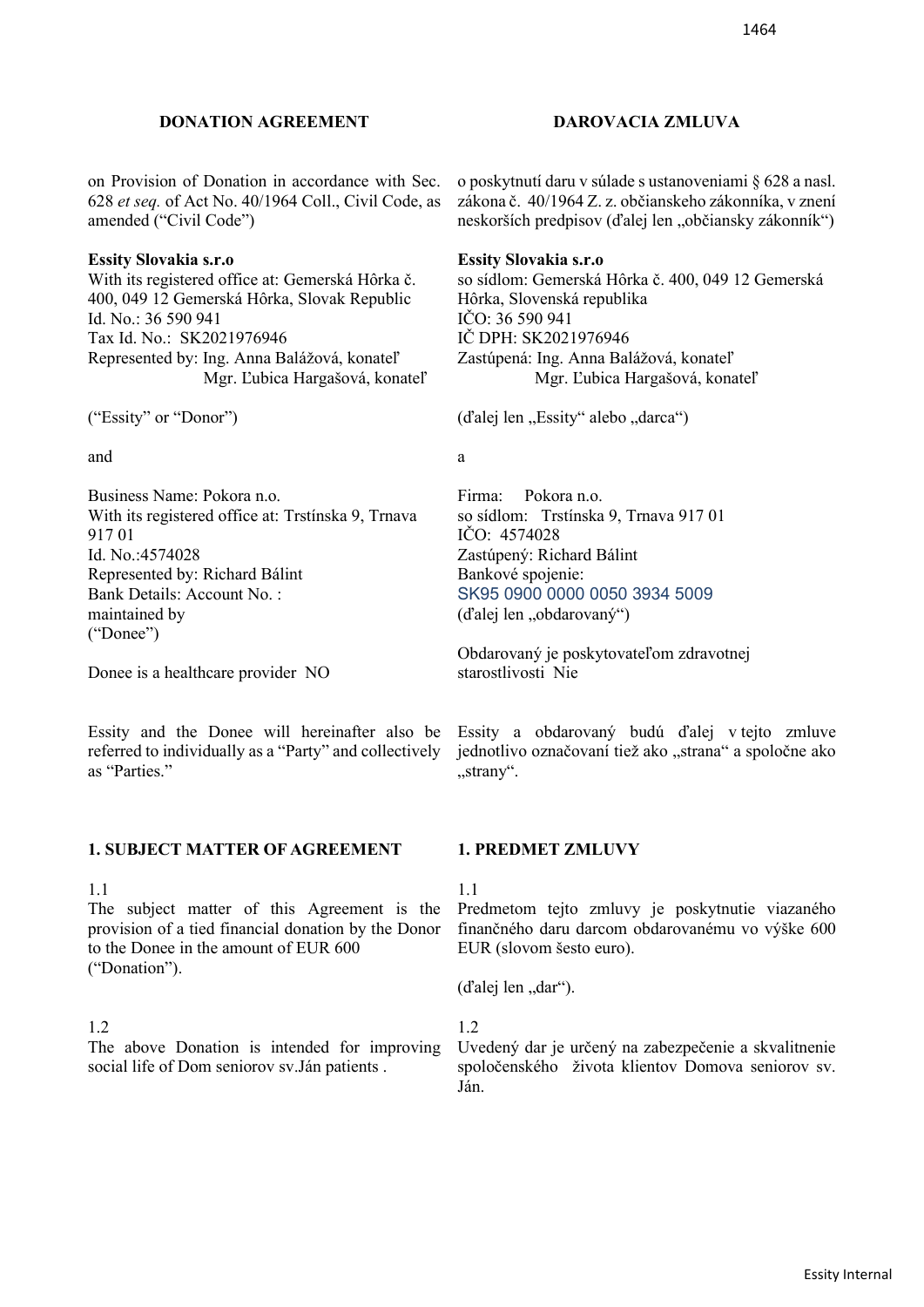| **DONATION AGREEMENT** | **DAROVACIA ZMLUVA** |
|---|---|
| on Provision of Donation in accordance with Sec. 628 *et seq.* of Act No. 40/1964 Coll., Civil Code, as amended ("Civil Code") | o poskytnutí daru v súlade s ustanoveniami § 628 a nasl. zákona č. 40/1964 Z. z. občianskeho zákonníka, v znení neskorších predpisov (ďalej len „občiansky zákonník") |
| **Essity Slovakia s.r.o**<br>With its registered office at: Gemerská Hôrka č. 400, 049 12 Gemerská Hôrka, Slovak Republic<br>Id. No.: 36 590 941<br>Tax Id. No.: SK2021976946<br>Represented by: Ing. Anna Balážová, konateľ<br>Mgr. Ľubica Hargašová, konateľ | **Essity Slovakia s.r.o**<br>so sídlom: Gemerská Hôrka č. 400, 049 12 Gemerská Hôrka, Slovenská republika<br>IČO: 36 590 941<br>IČ DPH: SK2021976946<br>Zastúpená: Ing. Anna Balážová, konateľ<br>Mgr. Ľubica Hargašová, konateľ |
| ("Essity" or "Donor") | (ďalej len „Essity" alebo „darca") |
| and | a |
| Business Name: Pokora n.o.<br>With its registered office at: Trstínska 9, Trnava 917 01<br>Id. No.:4574028<br>Represented by: Richard Bálint<br>Bank Details: Account No. :<br>maintained by<br>("Donee") | Firma: Pokora n.o.<br>so sídlom: Trstínska 9, Trnava 917 01<br>IČO: 4574028<br>Zastúpený: Richard Bálint<br>Bankové spojenie:<br>SK95 0900 0000 0050 3934 5009<br>(ďalej len „obdarovaný") |
| Donee is a healthcare provider NO | Obdarovaný je poskytovateľom zdravotnej starostlivosti Nie |
| Essity and the Donee will hereinafter also be referred to individually as a "Party" and collectively as "Parties." | Essity a obdarovaný budú ďalej v tejto zmluve jednotlivo označovaní tiež ako „strana" a spoločne ako „strany". |
| **1. SUBJECT MATTER OF AGREEMENT** | **1. PREDMET ZMLUVY** |
| 1.1<br>The subject matter of this Agreement is the provision of a tied financial donation by the Donor to the Donee in the amount of EUR 600 ("Donation"). | 1.1<br>Predmetom tejto zmluvy je poskytnutie viazaného finančného daru darcom obdarovanému vo výške 600 EUR (slovom šesto euro).<br><br>(ďalej len „dar"). |
| 1.2<br>The above Donation is intended for improving social life of Dom seniorov sv.Ján patients . | 1.2<br>Uvedený dar je určený na zabezpečenie a skvalitnenie spoločenského života klientov Domova seniorov sv. Ján. |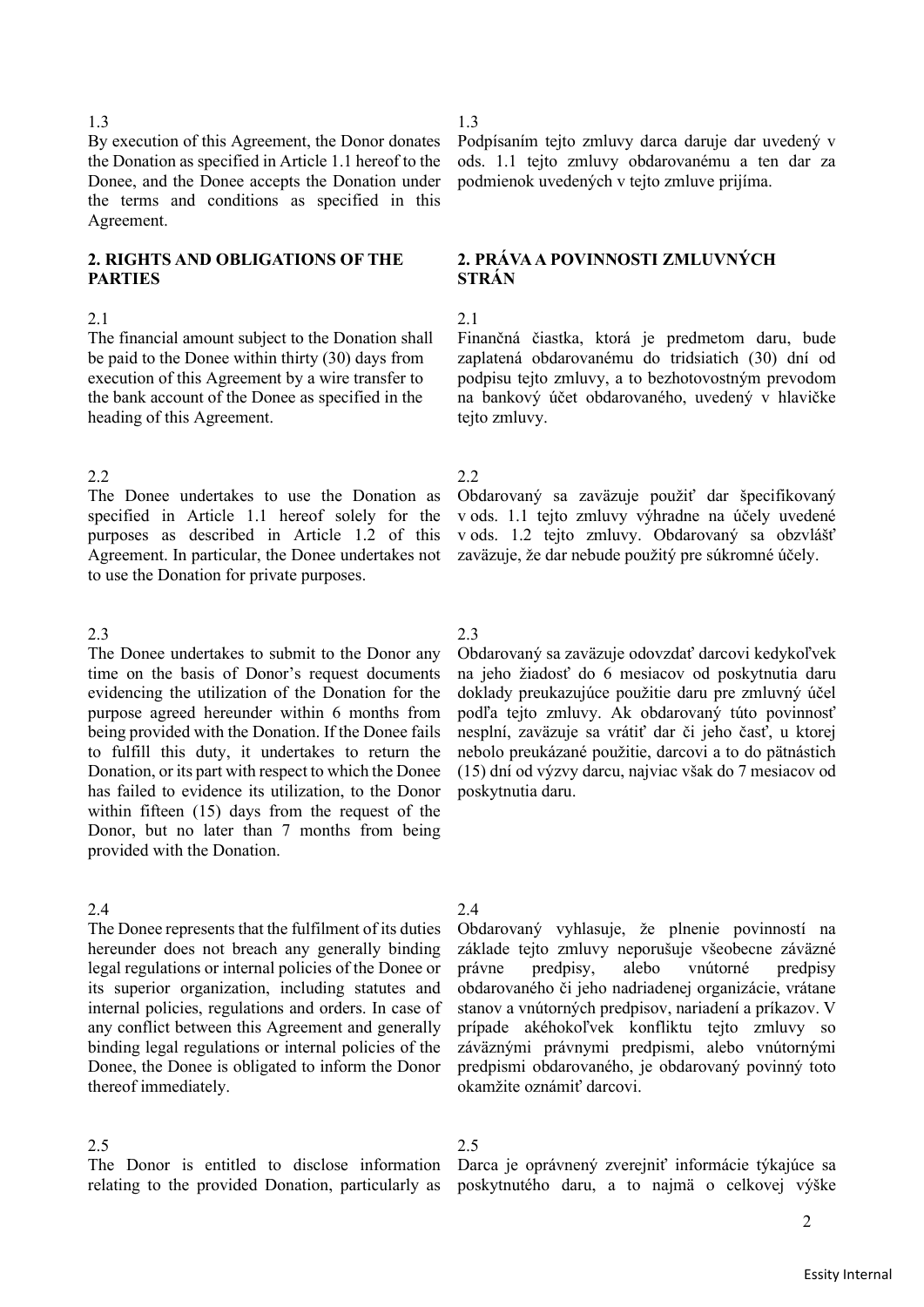1.3
By execution of this Agreement, the Donor donates the Donation as specified in Article 1.1 hereof to the Donee, and the Donee accepts the Donation under the terms and conditions as specified in this Agreement.

1.3
Podpísaním tejto zmluvy darca daruje dar uvedený v ods. 1.1 tejto zmluvy obdarovanému a ten dar za podmienok uvedených v tejto zmluve prijíma.

## 2. RIGHTS AND OBLIGATIONS OF THE PARTIES

## 2. PRÁVA A POVINNOSTI ZMLUVNÝCH STRÁN

2.1
The financial amount subject to the Donation shall be paid to the Donee within thirty (30) days from execution of this Agreement by a wire transfer to the bank account of the Donee as specified in the heading of this Agreement.

2.1
Finančná čiastka, ktorá je predmetom daru, bude zaplatená obdarovanému do tridsiatich (30) dní od podpisu tejto zmluvy, a to bezhotovostným prevodom na bankový účet obdarovaného, uvedený v hlavičke tejto zmluvy.

2.2
The Donee undertakes to use the Donation as specified in Article 1.1 hereof solely for the purposes as described in Article 1.2 of this Agreement. In particular, the Donee undertakes not to use the Donation for private purposes.

2.2
Obdarovaný sa zaväzuje použiť dar špecifikovaný v ods. 1.1 tejto zmluvy výhradne na účely uvedené v ods. 1.2 tejto zmluvy. Obdarovaný sa obzvlášť zaväzuje, že dar nebude použitý pre súkromné účely.

2.3
The Donee undertakes to submit to the Donor any time on the basis of Donor's request documents evidencing the utilization of the Donation for the purpose agreed hereunder within 6 months from being provided with the Donation. If the Donee fails to fulfill this duty, it undertakes to return the Donation, or its part with respect to which the Donee has failed to evidence its utilization, to the Donor within fifteen (15) days from the request of the Donor, but no later than 7 months from being provided with the Donation.

2.3
Obdarovaný sa zaväzuje odovzdať darcovi kedykoľvek na jeho žiadosť do 6 mesiacov od poskytnutia daru doklady preukazujúce použitie daru pre zmluvný účel podľa tejto zmluvy. Ak obdarovaný túto povinnosť nesplní, zaväzuje sa vrátiť dar či jeho časť, u ktorej nebolo preukázané použitie, darcovi a to do pätnástich (15) dní od výzvy darcu, najviac však do 7 mesiacov od poskytnutia daru.

2.4
The Donee represents that the fulfilment of its duties hereunder does not breach any generally binding legal regulations or internal policies of the Donee or its superior organization, including statutes and internal policies, regulations and orders. In case of any conflict between this Agreement and generally binding legal regulations or internal policies of the Donee, the Donee is obligated to inform the Donor thereof immediately.

2.4
Obdarovaný vyhlasuje, že plnenie povinností na základe tejto zmluvy neporušuje všeobecne záväzné právne predpisy, alebo vnútorné predpisy obdarovaného či jeho nadriadenej organizácie, vrátane stanov a vnútorných predpisov, nariadení a príkazov. V prípade akéhokoľvek konfliktu tejto zmluvy so záväznými právnymi predpismi, alebo vnútornými predpismi obdarovaného, je obdarovaný povinný toto okamžite oznámiť darcovi.

2.5
The Donor is entitled to disclose information relating to the provided Donation, particularly as

2.5
Darca je oprávnený zverejniť informácie týkajúce sa poskytnutého daru, a to najmä o celkovej výške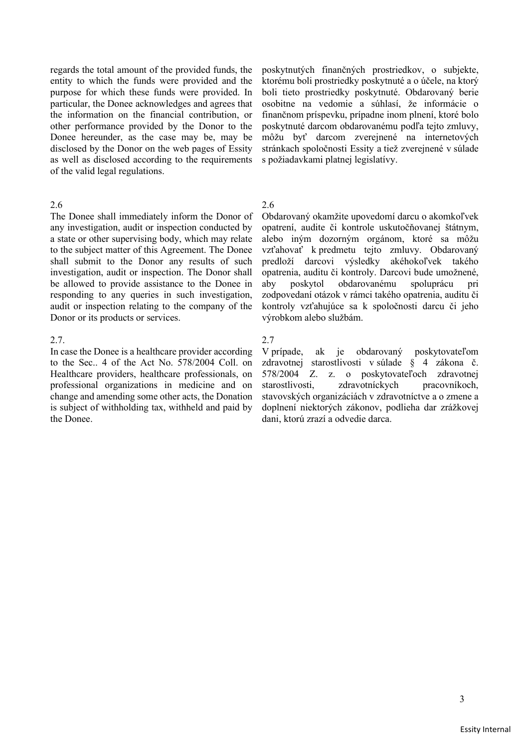regards the total amount of the provided funds, the entity to which the funds were provided and the purpose for which these funds were provided. In particular, the Donee acknowledges and agrees that the information on the financial contribution, or other performance provided by the Donor to the Donee hereunder, as the case may be, may be disclosed by the Donor on the web pages of Essity as well as disclosed according to the requirements of the valid legal regulations.

poskytnutých finančných prostriedkov, o subjekte, ktorému boli prostriedky poskytnuté a o účele, na ktorý boli tieto prostriedky poskytnuté. Obdarovaný berie osobitne na vedomie a súhlasí, že informácie o finančnom príspevku, prípadne inom plnení, ktoré bolo poskytnuté darcom obdarovanému podľa tejto zmluvy, môžu byť darcom zverejnené na internetových stránkach spoločnosti Essity a tiež zverejnené v súlade s požiadavkami platnej legislatívy.

2.6

The Donee shall immediately inform the Donor of any investigation, audit or inspection conducted by a state or other supervising body, which may relate to the subject matter of this Agreement. The Donee shall submit to the Donor any results of such investigation, audit or inspection. The Donor shall be allowed to provide assistance to the Donee in responding to any queries in such investigation, audit or inspection relating to the company of the Donor or its products or services.

2.6

Obdarovaný okamžite upovedomí darcu o akomkoľvek opatrení, audite či kontrole uskutočňovanej štátnym, alebo iným dozorným orgánom, ktoré sa môžu vzťahovať k predmetu tejto zmluvy. Obdarovaný predloží darcovi výsledky akéhokoľvek takého opatrenia, auditu či kontroly. Darcovi bude umožnené, aby poskytol obdarovanému spoluprácu pri zodpovedaní otázok v rámci takého opatrenia, auditu či kontroly vzťahujúce sa k spoločnosti darcu či jeho výrobkom alebo službám.

2.7.

In case the Donee is a healthcare provider according to the Sec.. 4 of the Act No. 578/2004 Coll. on Healthcare providers, healthcare professionals, on professional organizations in medicine and on change and amending some other acts, the Donation is subject of withholding tax, withheld and paid by the Donee.

2.7

V prípade, ak je obdarovaný poskytovateľom zdravotnej starostlivosti v súlade § 4 zákona č. 578/2004 Z. z. o poskytovateľoch zdravotnej starostlivosti, zdravotníckych pracovníkoch, stavovských organizáciách v zdravotníctve a o zmene a doplnení niektorých zákonov, podlieha dar zrážkovej dani, ktorú zrazí a odvedie darca.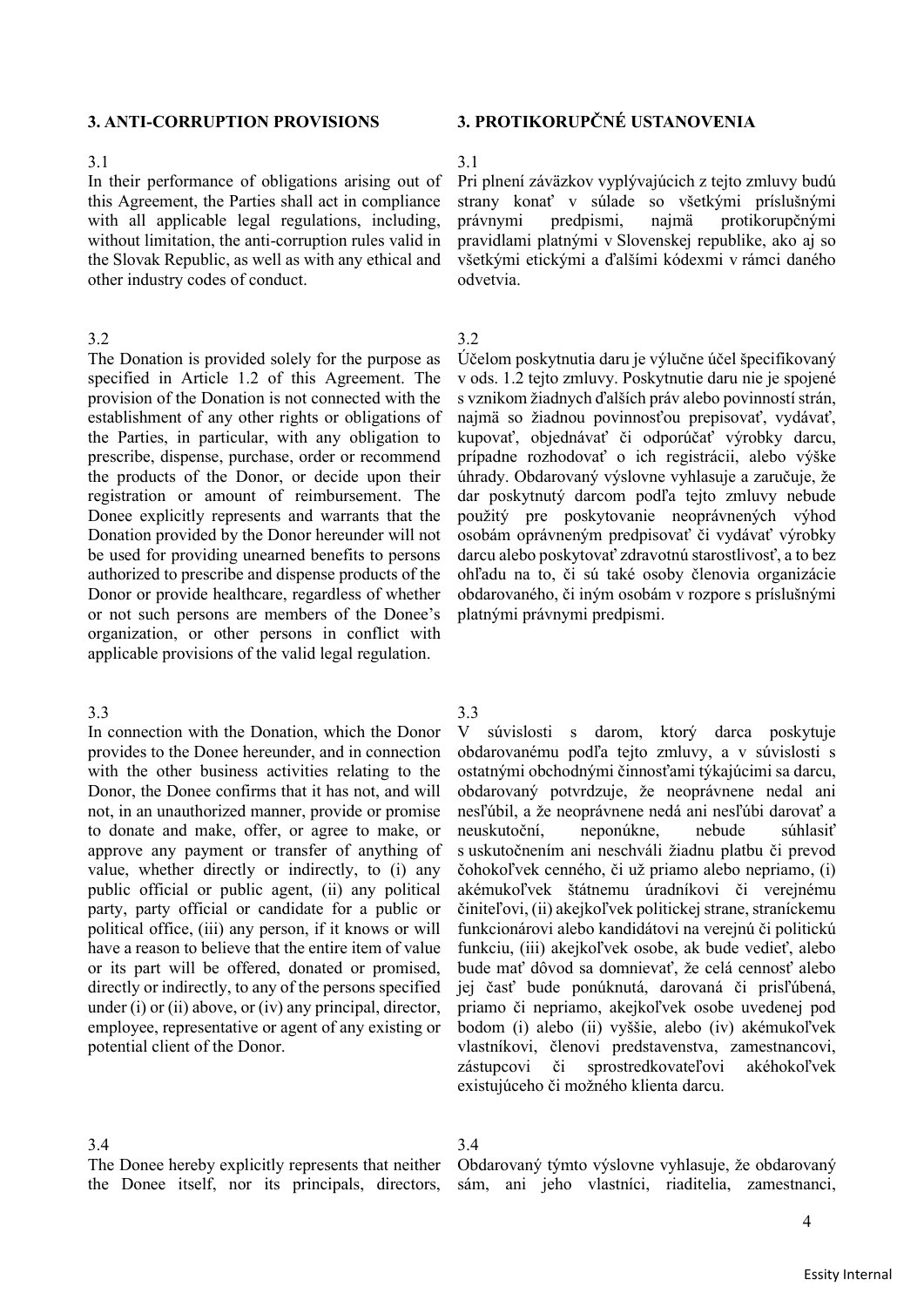## 3. ANTI-CORRUPTION PROVISIONS

3.1

In their performance of obligations arising out of this Agreement, the Parties shall act in compliance with all applicable legal regulations, including, without limitation, the anti-corruption rules valid in the Slovak Republic, as well as with any ethical and other industry codes of conduct.

3.2

The Donation is provided solely for the purpose as specified in Article 1.2 of this Agreement. The provision of the Donation is not connected with the establishment of any other rights or obligations of the Parties, in particular, with any obligation to prescribe, dispense, purchase, order or recommend the products of the Donor, or decide upon their registration or amount of reimbursement. The Donee explicitly represents and warrants that the Donation provided by the Donor hereunder will not be used for providing unearned benefits to persons authorized to prescribe and dispense products of the Donor or provide healthcare, regardless of whether or not such persons are members of the Donee's organization, or other persons in conflict with applicable provisions of the valid legal regulation.

3.3

In connection with the Donation, which the Donor provides to the Donee hereunder, and in connection with the other business activities relating to the Donor, the Donee confirms that it has not, and will not, in an unauthorized manner, provide or promise to donate and make, offer, or agree to make, or approve any payment or transfer of anything of value, whether directly or indirectly, to (i) any public official or public agent, (ii) any political party, party official or candidate for a public or political office, (iii) any person, if it knows or will have a reason to believe that the entire item of value or its part will be offered, donated or promised, directly or indirectly, to any of the persons specified under (i) or (ii) above, or (iv) any principal, director, employee, representative or agent of any existing or potential client of the Donor.

3.4

The Donee hereby explicitly represents that neither the Donee itself, nor its principals, directors,

## 3. PROTIKORUPČNÉ USTANOVENIA

3.1

Pri plnení záväzkov vyplývajúcich z tejto zmluvy budú strany konať v súlade so všetkými príslušnými právnymi predpismi, najmä protikorupčnými pravidlami platnými v Slovenskej republike, ako aj so všetkými etickými a ďalšími kódexmi v rámci daného odvetvia.

3.2

Účelom poskytnutia daru je výlučne účel špecifikovaný v ods. 1.2 tejto zmluvy. Poskytnutie daru nie je spojené s vznikom žiadnych ďalších práv alebo povinností strán, najmä so žiadnou povinnosťou prepisovať, vydávať, kupovať, objednávať či odporúčať výrobky darcu, prípadne rozhodovať o ich registrácii, alebo výške úhrady. Obdarovaný výslovne vyhlasuje a zaručuje, že dar poskytnutý darcom podľa tejto zmluvy nebude použitý pre poskytovanie neoprávnených výhod osobám oprávneným predpisovať či vydávať výrobky darcu alebo poskytovať zdravotnú starostlivosť, a to bez ohľadu na to, či sú také osoby členovia organizácie obdarovaného, či iným osobám v rozpore s príslušnými platnými právnymi predpismi.

3.3

V súvislosti s darom, ktorý darca poskytuje obdarovanému podľa tejto zmluvy, a v súvislosti s ostatnými obchodnými činnosťami týkajúcimi sa darcu, obdarovaný potvrdzuje, že neoprávnene nedal ani nesľúbil, a že neoprávnene nedá ani nesľúbi darovať a neuskutoční, neponúkne, nebude súhlasiť s uskutočnením ani neschváli žiadnu platbu či prevod čohokoľvek cenného, či už priamo alebo nepriamo, (i) akémukoľvek štátnemu úradníkovi či verejnému činiteľovi, (ii) akejkoľvek politickej strane, straníckemu funkcionárovi alebo kandidátovi na verejnú či politickú funkciu, (iii) akejkoľvek osobe, ak bude vedieť, alebo bude mať dôvod sa domnievať, že celá cennosť alebo jej časť bude ponúknutá, darovaná či prisľúbená, priamo či nepriamo, akejkoľvek osobe uvedenej pod bodom (i) alebo (ii) vyššie, alebo (iv) akémukoľvek vlastníkovi, členovi predstavenstva, zamestnancovi, zástupcovi či sprostredkovateľovi akéhokoľvek existujúceho či možného klienta darcu.

3.4

Obdarovaný týmto výslovne vyhlasuje, že obdarovaný sám, ani jeho vlastníci, riaditelia, zamestnanci,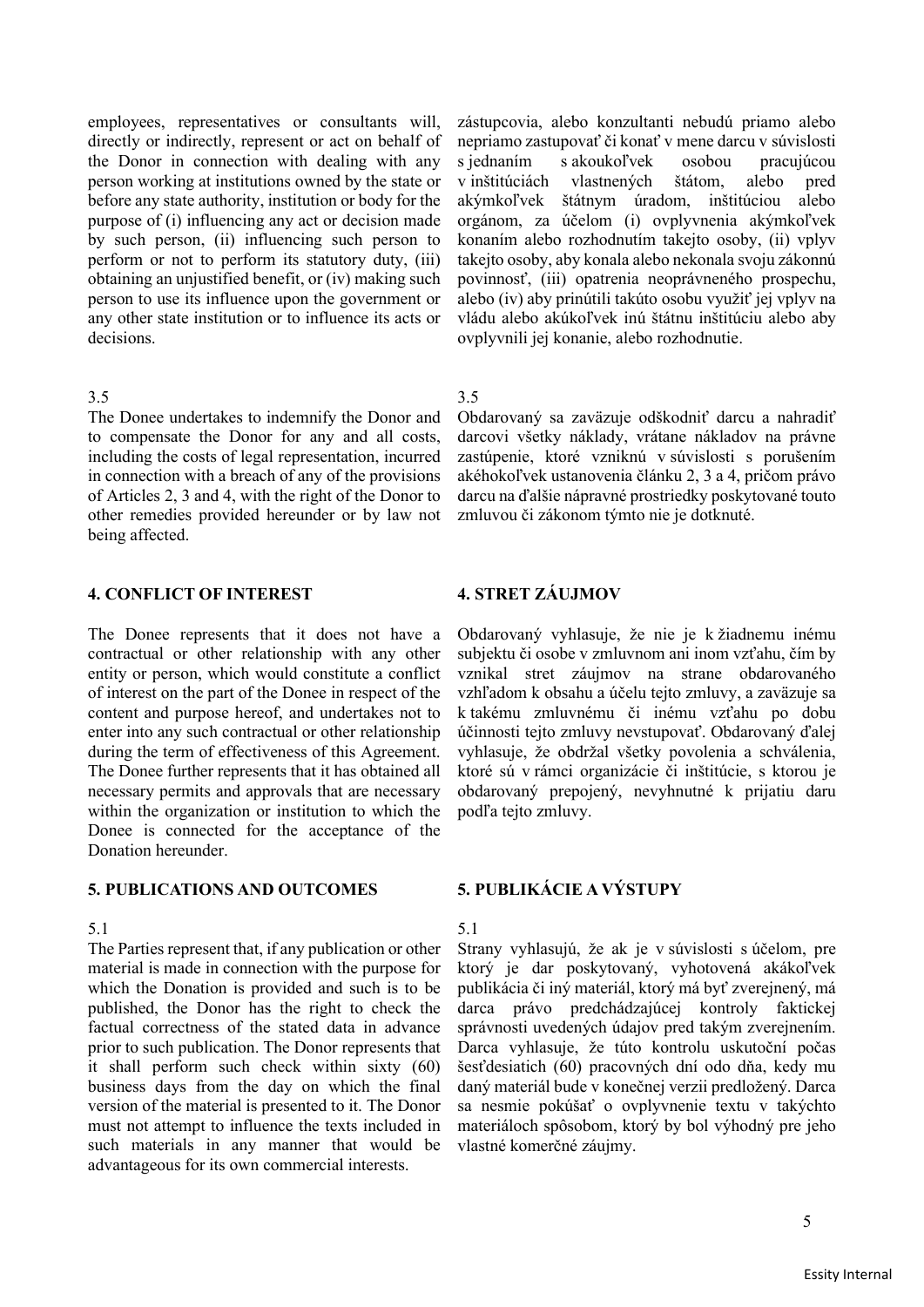employees, representatives or consultants will, directly or indirectly, represent or act on behalf of the Donor in connection with dealing with any person working at institutions owned by the state or before any state authority, institution or body for the purpose of (i) influencing any act or decision made by such person, (ii) influencing such person to perform or not to perform its statutory duty, (iii) obtaining an unjustified benefit, or (iv) making such person to use its influence upon the government or any other state institution or to influence its acts or decisions.

zástupcovia, alebo konzultanti nebudú priamo alebo nepriamo zastupovať či konať v mene darcu v súvislosti s jednaním s akoukoľvek osobou pracujúcou v inštitúciách vlastnených štátom, alebo pred akýmkoľvek štátnym úradom, inštitúciou alebo orgánom, za účelom (i) ovplyvnenia akýmkoľvek konaním alebo rozhodnutím takejto osoby, (ii) vplyv takejto osoby, aby konala alebo nekonala svoju zákonnú povinnosť, (iii) opatrenia neoprávneného prospechu, alebo (iv) aby prinútili takúto osobu využiť jej vplyv na vládu alebo akúkoľvek inú štátnu inštitúciu alebo aby ovplyvnili jej konanie, alebo rozhodnutie.

3.5

The Donee undertakes to indemnify the Donor and to compensate the Donor for any and all costs, including the costs of legal representation, incurred in connection with a breach of any of the provisions of Articles 2, 3 and 4, with the right of the Donor to other remedies provided hereunder or by law not being affected.

3.5

Obdarovaný sa zaväzuje odškodniť darcu a nahradiť darcovi všetky náklady, vrátane nákladov na právne zastúpenie, ktoré vzniknú v súvislosti s porušením akéhokoľvek ustanovenia článku 2, 3 a 4, pričom právo darcu na ďalšie nápravné prostriedky poskytované touto zmluvou či zákonom týmto nie je dotknuté.

## 4. CONFLICT OF INTEREST

The Donee represents that it does not have a contractual or other relationship with any other entity or person, which would constitute a conflict of interest on the part of the Donee in respect of the content and purpose hereof, and undertakes not to enter into any such contractual or other relationship during the term of effectiveness of this Agreement. The Donee further represents that it has obtained all necessary permits and approvals that are necessary within the organization or institution to which the Donee is connected for the acceptance of the Donation hereunder.

## 4. STRET ZÁUJMOV

Obdarovaný vyhlasuje, že nie je k žiadnemu inému subjektu či osobe v zmluvnom ani inom vzťahu, čím by vznikal stret záujmov na strane obdarovaného vzhľadom k obsahu a účelu tejto zmluvy, a zaväzuje sa k takému zmluvnému či inému vzťahu po dobu účinnosti tejto zmluvy nevstupovať. Obdarovaný ďalej vyhlasuje, že obdržal všetky povolenia a schválenia, ktoré sú v rámci organizácie či inštitúcie, s ktorou je obdarovaný prepojený, nevyhnutné k prijatiu daru podľa tejto zmluvy.

## 5. PUBLICATIONS AND OUTCOMES

5.1

The Parties represent that, if any publication or other material is made in connection with the purpose for which the Donation is provided and such is to be published, the Donor has the right to check the factual correctness of the stated data in advance prior to such publication. The Donor represents that it shall perform such check within sixty (60) business days from the day on which the final version of the material is presented to it. The Donor must not attempt to influence the texts included in such materials in any manner that would be advantageous for its own commercial interests.

## 5. PUBLIKÁCIE A VÝSTUPY

5.1

Strany vyhlasujú, že ak je v súvislosti s účelom, pre ktorý je dar poskytovaný, vyhotovená akákoľvek publikácia či iný materiál, ktorý má byť zverejnený, má darca právo predchádzajúcej kontroly faktickej správnosti uvedených údajov pred takým zverejnením. Darca vyhlasuje, že túto kontrolu uskutoční počas šesťdesiatich (60) pracovných dní odo dňa, kedy mu daný materiál bude v konečnej verzii predložený. Darca sa nesmie pokúšať o ovplyvnenie textu v takýchto materiáloch spôsobom, ktorý by bol výhodný pre jeho vlastné komerčné záujmy.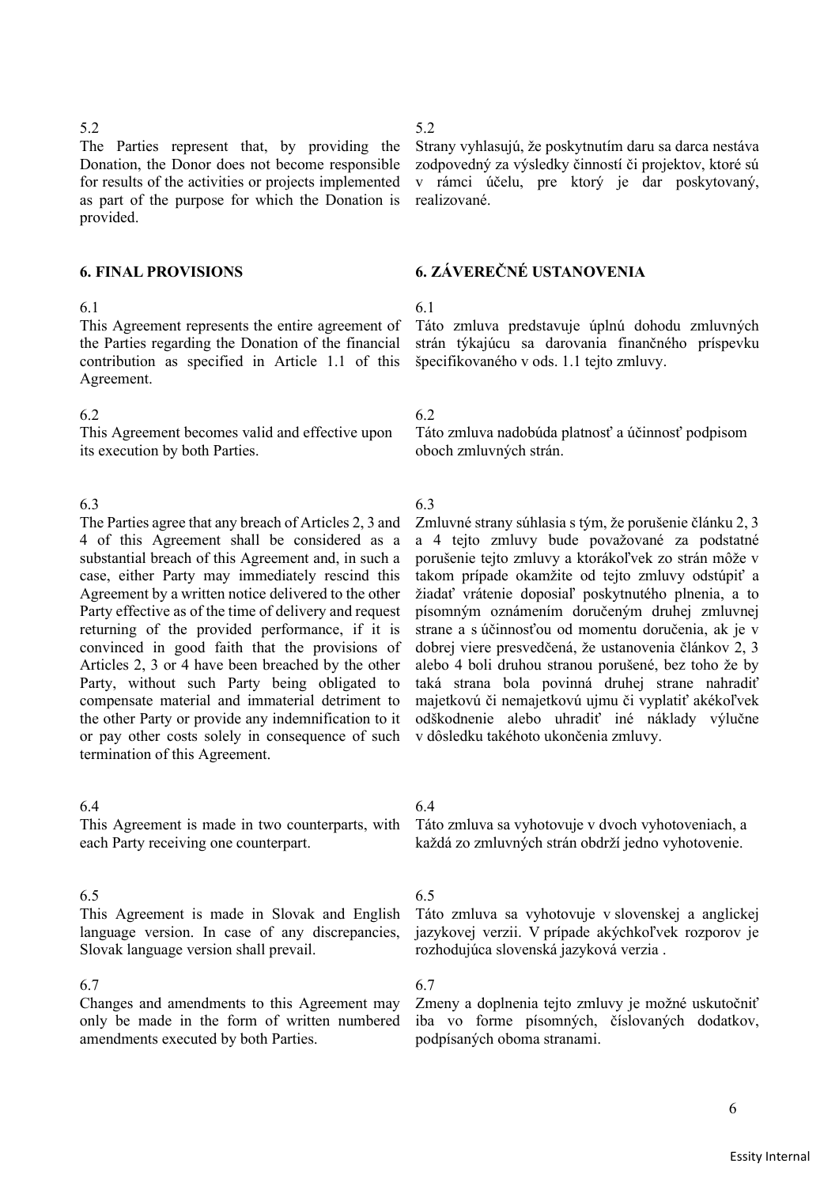5.2

The Parties represent that, by providing the Donation, the Donor does not become responsible for results of the activities or projects implemented as part of the purpose for which the Donation is provided.

5.2

Strany vyhlasujú, že poskytnutím daru sa darca nestáva zodpovedný za výsledky činností či projektov, ktoré sú v rámci účelu, pre ktorý je dar poskytovaný, realizované.

## 6. FINAL PROVISIONS

## 6. ZÁVEREČNÉ USTANOVENIA

6.1

This Agreement represents the entire agreement of the Parties regarding the Donation of the financial contribution as specified in Article 1.1 of this Agreement.

6.1

Táto zmluva predstavuje úplnú dohodu zmluvných strán týkajúcu sa darovania finančného príspevku špecifikovaného v ods. 1.1 tejto zmluvy.

6.2

This Agreement becomes valid and effective upon its execution by both Parties.

6.2

Táto zmluva nadobúda platnosť a účinnosť podpisom oboch zmluvných strán.

6.3

The Parties agree that any breach of Articles 2, 3 and 4 of this Agreement shall be considered as a substantial breach of this Agreement and, in such a case, either Party may immediately rescind this Agreement by a written notice delivered to the other Party effective as of the time of delivery and request returning of the provided performance, if it is convinced in good faith that the provisions of Articles 2, 3 or 4 have been breached by the other Party, without such Party being obligated to compensate material and immaterial detriment to the other Party or provide any indemnification to it or pay other costs solely in consequence of such termination of this Agreement.

6.3

Zmluvné strany súhlasia s tým, že porušenie článku 2, 3 a 4 tejto zmluvy bude považované za podstatné porušenie tejto zmluvy a ktorákoľvek zo strán môže v takom prípade okamžite od tejto zmluvy odstúpiť a žiadať vrátenie doposiaľ poskytnutého plnenia, a to písomným oznámením doručeným druhej zmluvnej strane a s účinnosťou od momentu doručenia, ak je v dobrej viere presvedčená, že ustanovenia článkov 2, 3 alebo 4 boli druhou stranou porušené, bez toho že by taká strana bola povinná druhej strane nahradiť majetkovú či nemajetkovú ujmu či vyplatiť akékoľvek odškodnenie alebo uhradiť iné náklady výlučne v dôsledku takéhoto ukončenia zmluvy.

6.4

This Agreement is made in two counterparts, with each Party receiving one counterpart.

6.4

Táto zmluva sa vyhotovuje v dvoch vyhotoveniach, a každá zo zmluvných strán obdrží jedno vyhotovenie.

6.5

This Agreement is made in Slovak and English language version. In case of any discrepancies, Slovak language version shall prevail.

6.5

Táto zmluva sa vyhotovuje v slovenskej a anglickej jazykovej verzii. V prípade akýchkoľvek rozporov je rozhodujúca slovenská jazyková verzia .

6.7

Changes and amendments to this Agreement may only be made in the form of written numbered amendments executed by both Parties.

6.7

Zmeny a doplnenia tejto zmluvy je možné uskutočniť iba vo forme písomných, číslovaných dodatkov, podpísaných oboma stranami.

Essity Internal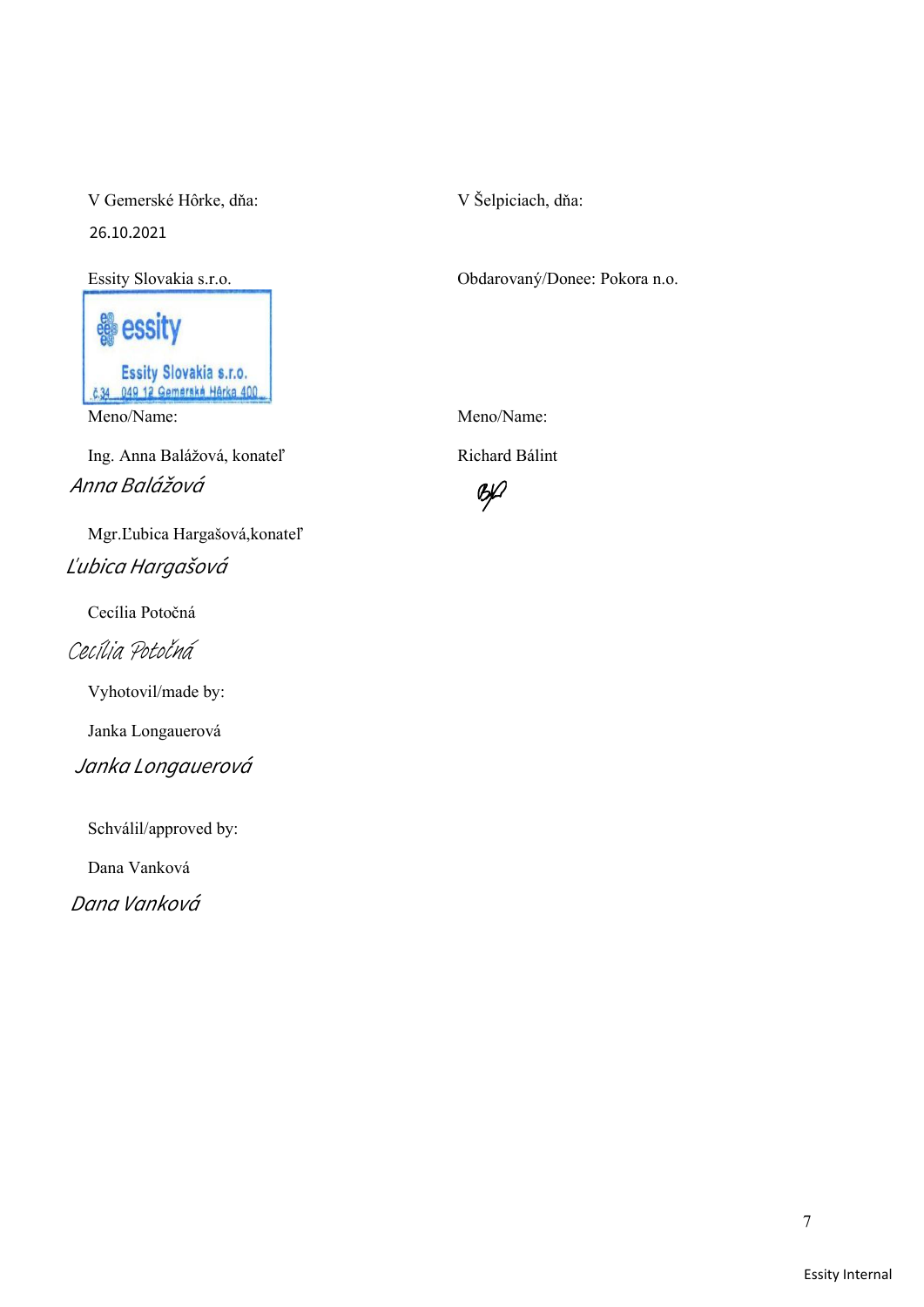V Gemerské Hôrke, dňa:

26.10.2021

Essity Slovakia s.r.o.

essity

Essity Slovakia s.r.o.

č.34 049 12 Gemerská Hôrka 400

Meno/Name:

Ing. Anna Balážová, konateľ

*Anna Balážová*

Mgr.Ľubica Hargašová,konateľ

*Ľubica Hargašová*

Cecília Potočná

*Cecília Potočná*

Vyhotovil/made by:

Janka Longauerová

*Janka Longauerová*

Schválil/approved by:

Dana Vanková

*Dana Vanková*

V Šelpiciach, dňa:

Obdarovaný/Donee: Pokora n.o.

Meno/Name:

Richard Bálint